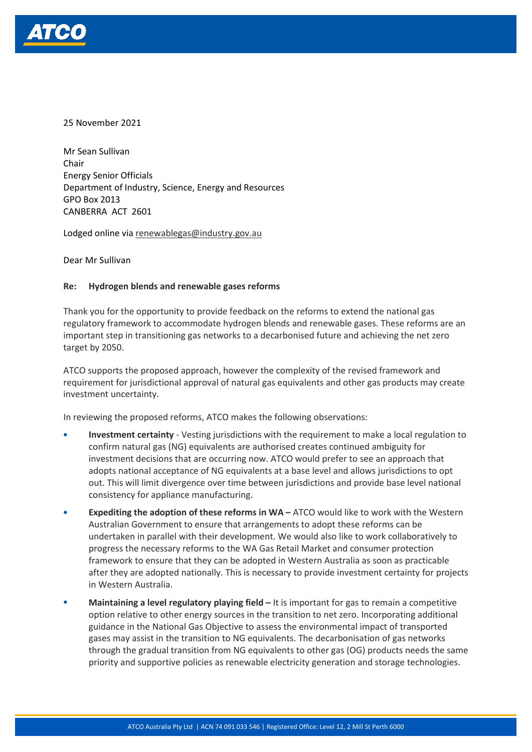25 November 2021

Mr Sean Sullivan
Chair
Energy Senior Officials
Department of Industry, Science, Energy and Resources
GPO Box 2013
CANBERRA ACT 2601

Lodged online via renewablegas@industry.gov.au

Dear Mr Sullivan

**Re: Hydrogen blends and renewable gases reforms**

Thank you for the opportunity to provide feedback on the reforms to extend the national gas regulatory framework to accommodate hydrogen blends and renewable gases. These reforms are an important step in transitioning gas networks to a decarbonised future and achieving the net zero target by 2050.

ATCO supports the proposed approach, however the complexity of the revised framework and requirement for jurisdictional approval of natural gas equivalents and other gas products may create investment uncertainty.

In reviewing the proposed reforms, ATCO makes the following observations:

- **Investment certainty** - Vesting jurisdictions with the requirement to make a local regulation to confirm natural gas (NG) equivalents are authorised creates continued ambiguity for investment decisions that are occurring now. ATCO would prefer to see an approach that adopts national acceptance of NG equivalents at a base level and allows jurisdictions to opt out. This will limit divergence over time between jurisdictions and provide base level national consistency for appliance manufacturing.
- **Expediting the adoption of these reforms in WA –** ATCO would like to work with the Western Australian Government to ensure that arrangements to adopt these reforms can be undertaken in parallel with their development. We would also like to work collaboratively to progress the necessary reforms to the WA Gas Retail Market and consumer protection framework to ensure that they can be adopted in Western Australia as soon as practicable after they are adopted nationally. This is necessary to provide investment certainty for projects in Western Australia.
- **Maintaining a level regulatory playing field –** It is important for gas to remain a competitive option relative to other energy sources in the transition to net zero. Incorporating additional guidance in the National Gas Objective to assess the environmental impact of transported gases may assist in the transition to NG equivalents. The decarbonisation of gas networks through the gradual transition from NG equivalents to other gas (OG) products needs the same priority and supportive policies as renewable electricity generation and storage technologies.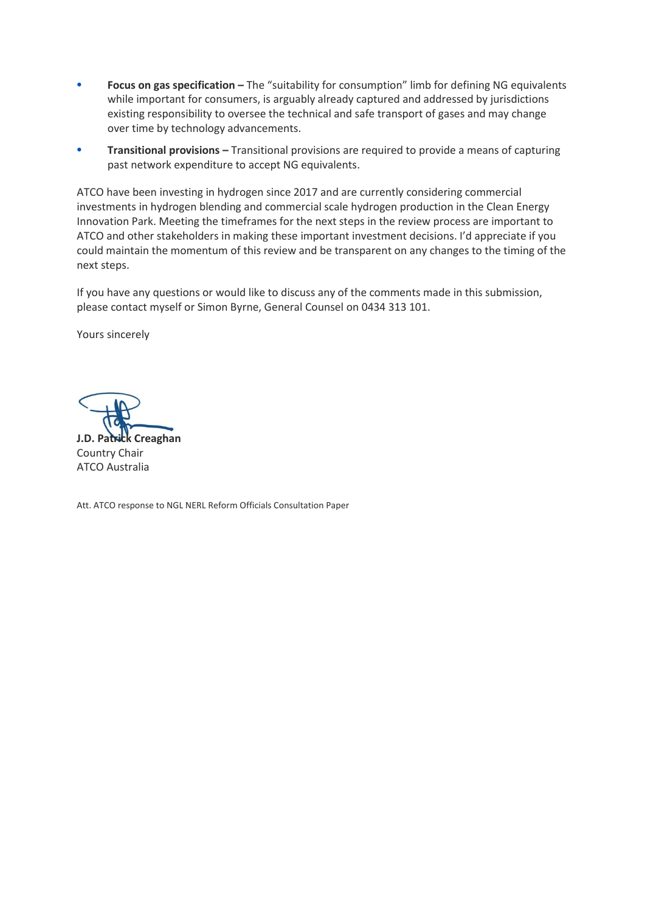- **Focus on gas specification –** The "suitability for consumption" limb for defining NG equivalents while important for consumers, is arguably already captured and addressed by jurisdictions existing responsibility to oversee the technical and safe transport of gases and may change over time by technology advancements.
- **Transitional provisions –** Transitional provisions are required to provide a means of capturing past network expenditure to accept NG equivalents.

ATCO have been investing in hydrogen since 2017 and are currently considering commercial investments in hydrogen blending and commercial scale hydrogen production in the Clean Energy Innovation Park. Meeting the timeframes for the next steps in the review process are important to ATCO and other stakeholders in making these important investment decisions. I'd appreciate if you could maintain the momentum of this review and be transparent on any changes to the timing of the next steps.

If you have any questions or would like to discuss any of the comments made in this submission, please contact myself or Simon Byrne, General Counsel on 0434 313 101.

Yours sincerely

**J.D. Patrick Creaghan**
Country Chair
ATCO Australia

Att. ATCO response to NGL NERL Reform Officials Consultation Paper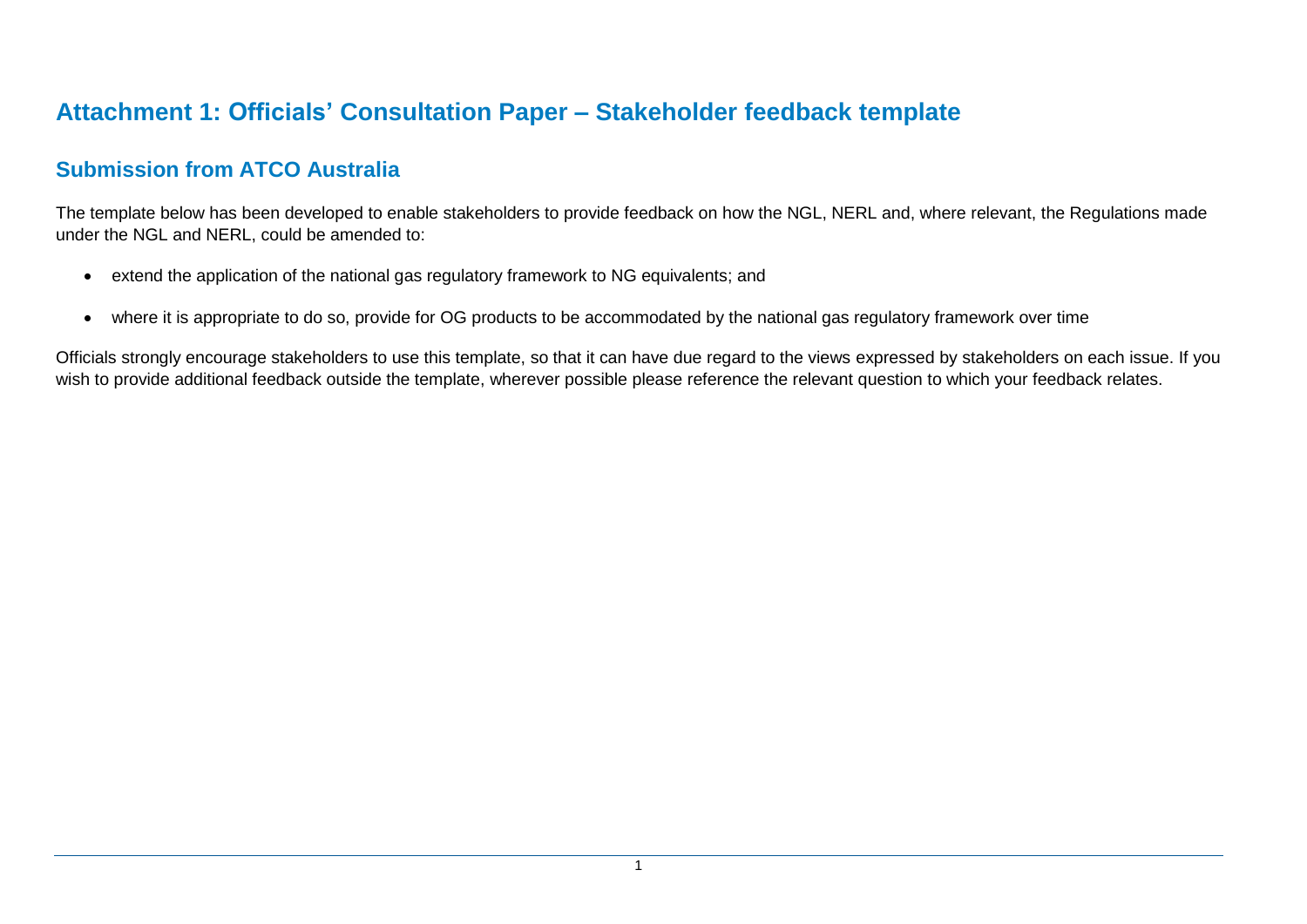# Attachment 1: Officials' Consultation Paper – Stakeholder feedback template

## Submission from ATCO Australia

The template below has been developed to enable stakeholders to provide feedback on how the NGL, NERL and, where relevant, the Regulations made under the NGL and NERL, could be amended to:

- extend the application of the national gas regulatory framework to NG equivalents; and
- where it is appropriate to do so, provide for OG products to be accommodated by the national gas regulatory framework over time

Officials strongly encourage stakeholders to use this template, so that it can have due regard to the views expressed by stakeholders on each issue. If you wish to provide additional feedback outside the template, wherever possible please reference the relevant question to which your feedback relates.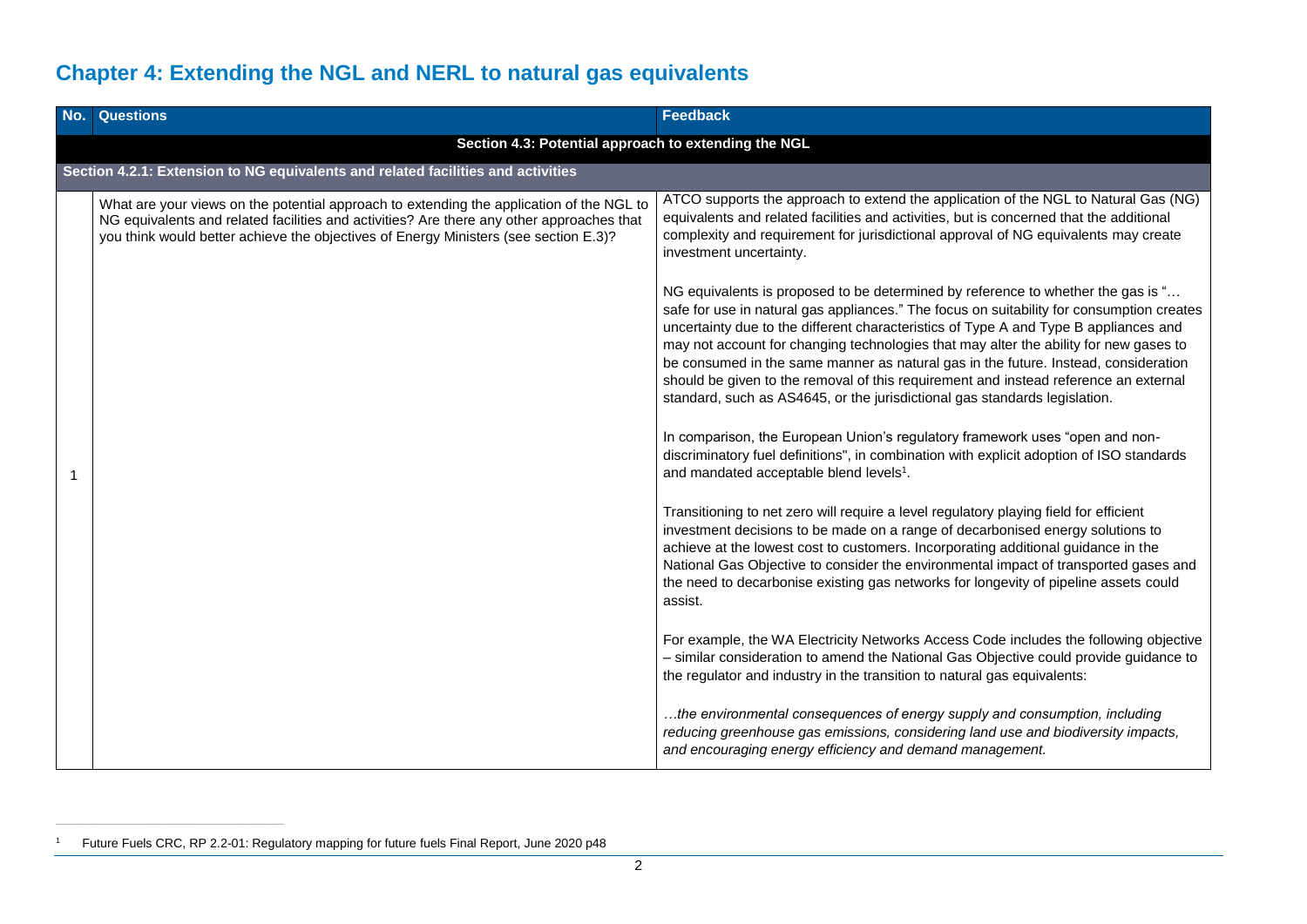## Chapter 4: Extending the NGL and NERL to natural gas equivalents

| No. | Questions | Feedback |
|---|---|---|
| | **Section 4.3: Potential approach to extending the NGL** | |
| | **Section 4.2.1: Extension to NG equivalents and related facilities and activities** | |
| 1 | What are your views on the potential approach to extending the application of the NGL to NG equivalents and related facilities and activities? Are there any other approaches that you think would better achieve the objectives of Energy Ministers (see section E.3)? | ATCO supports the approach to extend the application of the NGL to Natural Gas (NG) equivalents and related facilities and activities, but is concerned that the additional complexity and requirement for jurisdictional approval of NG equivalents may create investment uncertainty.<br><br>NG equivalents is proposed to be determined by reference to whether the gas is "… safe for use in natural gas appliances." The focus on suitability for consumption creates uncertainty due to the different characteristics of Type A and Type B appliances and may not account for changing technologies that may alter the ability for new gases to be consumed in the same manner as natural gas in the future. Instead, consideration should be given to the removal of this requirement and instead reference an external standard, such as AS4645, or the jurisdictional gas standards legislation.<br><br>In comparison, the European Union's regulatory framework uses "open and non-discriminatory fuel definitions", in combination with explicit adoption of ISO standards and mandated acceptable blend levels[1].<br><br>Transitioning to net zero will require a level regulatory playing field for efficient investment decisions to be made on a range of decarbonised energy solutions to achieve at the lowest cost to customers. Incorporating additional guidance in the National Gas Objective to consider the environmental impact of transported gases and the need to decarbonise existing gas networks for longevity of pipeline assets could assist.<br><br>For example, the WA Electricity Networks Access Code includes the following objective – similar consideration to amend the National Gas Objective could provide guidance to the regulator and industry in the transition to natural gas equivalents:<br><br>*…the environmental consequences of energy supply and consumption, including reducing greenhouse gas emissions, considering land use and biodiversity impacts, and encouraging energy efficiency and demand management.* |

[1] Future Fuels CRC, RP 2.2-01: Regulatory mapping for future fuels Final Report, June 2020 p48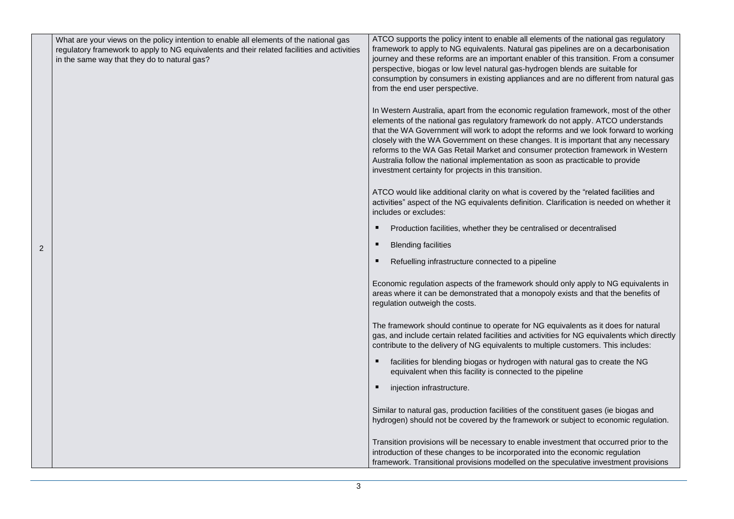| | | |
|---|---|---|
| 2 | What are your views on the policy intention to enable all elements of the national gas regulatory framework to apply to NG equivalents and their related facilities and activities in the same way that they do to natural gas? | ATCO supports the policy intent to enable all elements of the national gas regulatory framework to apply to NG equivalents. Natural gas pipelines are on a decarbonisation journey and these reforms are an important enabler of this transition. From a consumer perspective, biogas or low level natural gas-hydrogen blends are suitable for consumption by consumers in existing appliances and are no different from natural gas from the end user perspective.<br><br>In Western Australia, apart from the economic regulation framework, most of the other elements of the national gas regulatory framework do not apply. ATCO understands that the WA Government will work to adopt the reforms and we look forward to working closely with the WA Government on these changes. It is important that any necessary reforms to the WA Gas Retail Market and consumer protection framework in Western Australia follow the national implementation as soon as practicable to provide investment certainty for projects in this transition.<br><br>ATCO would like additional clarity on what is covered by the "related facilities and activities" aspect of the NG equivalents definition. Clarification is needed on whether it includes or excludes:<br><br>▪ Production facilities, whether they be centralised or decentralised<br>▪ Blending facilities<br>▪ Refuelling infrastructure connected to a pipeline<br><br>Economic regulation aspects of the framework should only apply to NG equivalents in areas where it can be demonstrated that a monopoly exists and that the benefits of regulation outweigh the costs.<br><br>The framework should continue to operate for NG equivalents as it does for natural gas, and include certain related facilities and activities for NG equivalents which directly contribute to the delivery of NG equivalents to multiple customers. This includes:<br><br>▪ facilities for blending biogas or hydrogen with natural gas to create the NG equivalent when this facility is connected to the pipeline<br>▪ injection infrastructure.<br><br>Similar to natural gas, production facilities of the constituent gases (ie biogas and hydrogen) should not be covered by the framework or subject to economic regulation.<br><br>Transition provisions will be necessary to enable investment that occurred prior to the introduction of these changes to be incorporated into the economic regulation framework. Transitional provisions modelled on the speculative investment provisions |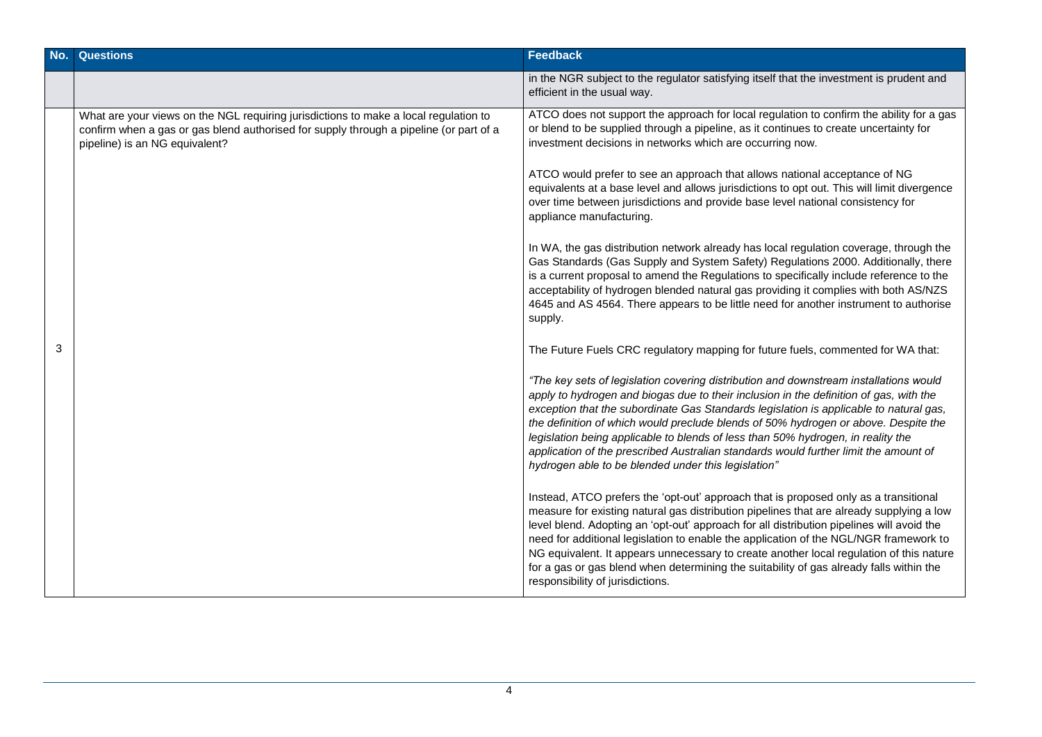| No. | Questions | Feedback |
| --- | --- | --- |
| | | in the NGR subject to the regulator satisfying itself that the investment is prudent and efficient in the usual way. |
| 3 | What are your views on the NGL requiring jurisdictions to make a local regulation to confirm when a gas or gas blend authorised for supply through a pipeline (or part of a pipeline) is an NG equivalent? | ATCO does not support the approach for local regulation to confirm the ability for a gas or blend to be supplied through a pipeline, as it continues to create uncertainty for investment decisions in networks which are occurring now.<br><br>ATCO would prefer to see an approach that allows national acceptance of NG equivalents at a base level and allows jurisdictions to opt out. This will limit divergence over time between jurisdictions and provide base level national consistency for appliance manufacturing.<br><br>In WA, the gas distribution network already has local regulation coverage, through the Gas Standards (Gas Supply and System Safety) Regulations 2000. Additionally, there is a current proposal to amend the Regulations to specifically include reference to the acceptability of hydrogen blended natural gas providing it complies with both AS/NZS 4645 and AS 4564. There appears to be little need for another instrument to authorise supply.<br><br>The Future Fuels CRC regulatory mapping for future fuels, commented for WA that:<br><br>*"The key sets of legislation covering distribution and downstream installations would apply to hydrogen and biogas due to their inclusion in the definition of gas, with the exception that the subordinate Gas Standards legislation is applicable to natural gas, the definition of which would preclude blends of 50% hydrogen or above. Despite the legislation being applicable to blends of less than 50% hydrogen, in reality the application of the prescribed Australian standards would further limit the amount of hydrogen able to be blended under this legislation"*<br><br>Instead, ATCO prefers the 'opt-out' approach that is proposed only as a transitional measure for existing natural gas distribution pipelines that are already supplying a low level blend. Adopting an 'opt-out' approach for all distribution pipelines will avoid the need for additional legislation to enable the application of the NGL/NGR framework to NG equivalent. It appears unnecessary to create another local regulation of this nature for a gas or gas blend when determining the suitability of gas already falls within the responsibility of jurisdictions. |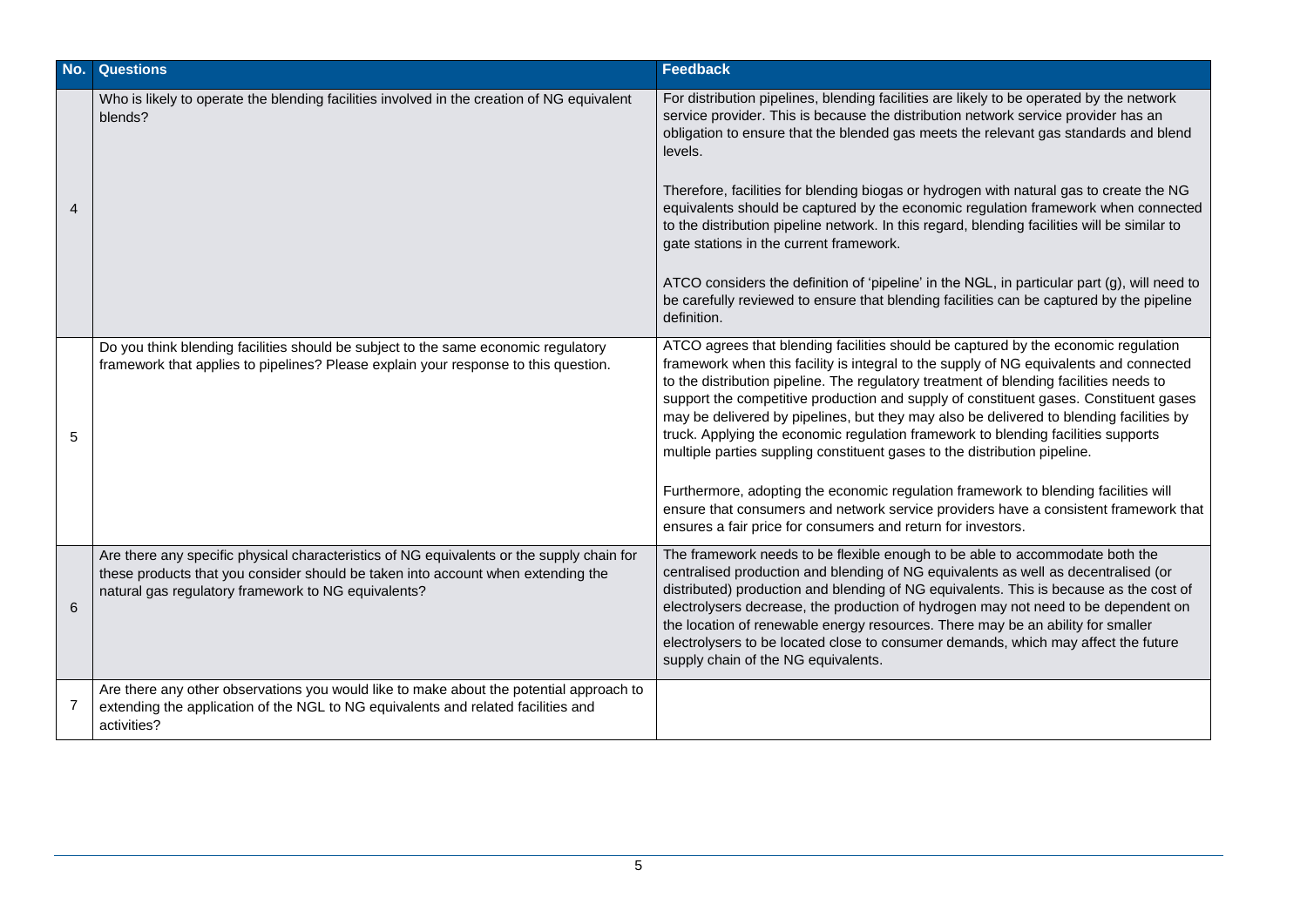| No. | Questions | Feedback |
| --- | --- | --- |
| 4 | Who is likely to operate the blending facilities involved in the creation of NG equivalent blends? | For distribution pipelines, blending facilities are likely to be operated by the network service provider. This is because the distribution network service provider has an obligation to ensure that the blended gas meets the relevant gas standards and blend levels.<br><br>Therefore, facilities for blending biogas or hydrogen with natural gas to create the NG equivalents should be captured by the economic regulation framework when connected to the distribution pipeline network. In this regard, blending facilities will be similar to gate stations in the current framework.<br><br>ATCO considers the definition of 'pipeline' in the NGL, in particular part (g), will need to be carefully reviewed to ensure that blending facilities can be captured by the pipeline definition. |
| 5 | Do you think blending facilities should be subject to the same economic regulatory framework that applies to pipelines? Please explain your response to this question. | ATCO agrees that blending facilities should be captured by the economic regulation framework when this facility is integral to the supply of NG equivalents and connected to the distribution pipeline. The regulatory treatment of blending facilities needs to support the competitive production and supply of constituent gases. Constituent gases may be delivered by pipelines, but they may also be delivered to blending facilities by truck. Applying the economic regulation framework to blending facilities supports multiple parties suppling constituent gases to the distribution pipeline.<br><br>Furthermore, adopting the economic regulation framework to blending facilities will ensure that consumers and network service providers have a consistent framework that ensures a fair price for consumers and return for investors. |
| 6 | Are there any specific physical characteristics of NG equivalents or the supply chain for these products that you consider should be taken into account when extending the natural gas regulatory framework to NG equivalents? | The framework needs to be flexible enough to be able to accommodate both the centralised production and blending of NG equivalents as well as decentralised (or distributed) production and blending of NG equivalents. This is because as the cost of electrolysers decrease, the production of hydrogen may not need to be dependent on the location of renewable energy resources. There may be an ability for smaller electrolysers to be located close to consumer demands, which may affect the future supply chain of the NG equivalents. |
| 7 | Are there any other observations you would like to make about the potential approach to extending the application of the NGL to NG equivalents and related facilities and activities? | |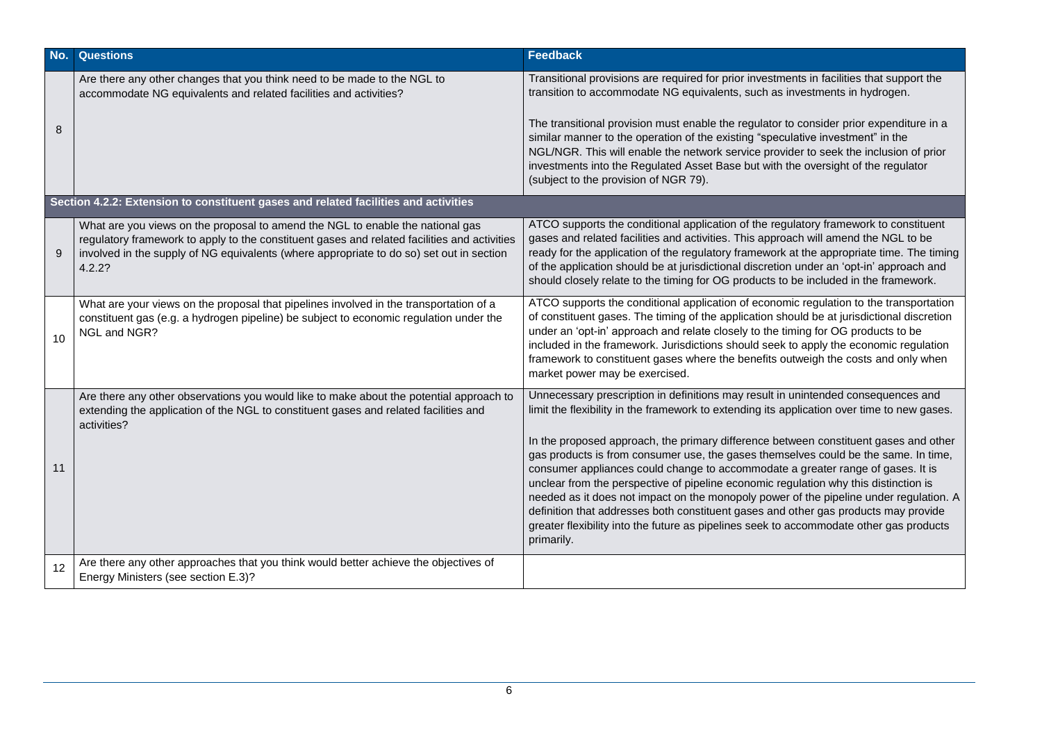| No. | Questions | Feedback |
| --- | --- | --- |
| 8 | Are there any other changes that you think need to be made to the NGL to accommodate NG equivalents and related facilities and activities? | Transitional provisions are required for prior investments in facilities that support the transition to accommodate NG equivalents, such as investments in hydrogen.<br><br>The transitional provision must enable the regulator to consider prior expenditure in a similar manner to the operation of the existing "speculative investment" in the NGL/NGR. This will enable the network service provider to seek the inclusion of prior investments into the Regulated Asset Base but with the oversight of the regulator (subject to the provision of NGR 79). |
| **Section 4.2.2: Extension to constituent gases and related facilities and activities** | | |
| 9 | What are you views on the proposal to amend the NGL to enable the national gas regulatory framework to apply to the constituent gases and related facilities and activities involved in the supply of NG equivalents (where appropriate to do so) set out in section 4.2.2? | ATCO supports the conditional application of the regulatory framework to constituent gases and related facilities and activities. This approach will amend the NGL to be ready for the application of the regulatory framework at the appropriate time. The timing of the application should be at jurisdictional discretion under an 'opt-in' approach and should closely relate to the timing for OG products to be included in the framework. |
| 10 | What are your views on the proposal that pipelines involved in the transportation of a constituent gas (e.g. a hydrogen pipeline) be subject to economic regulation under the NGL and NGR? | ATCO supports the conditional application of economic regulation to the transportation of constituent gases. The timing of the application should be at jurisdictional discretion under an 'opt-in' approach and relate closely to the timing for OG products to be included in the framework. Jurisdictions should seek to apply the economic regulation framework to constituent gases where the benefits outweigh the costs and only when market power may be exercised. |
| 11 | Are there any other observations you would like to make about the potential approach to extending the application of the NGL to constituent gases and related facilities and activities? | Unnecessary prescription in definitions may result in unintended consequences and limit the flexibility in the framework to extending its application over time to new gases.<br><br>In the proposed approach, the primary difference between constituent gases and other gas products is from consumer use, the gases themselves could be the same. In time, consumer appliances could change to accommodate a greater range of gases. It is unclear from the perspective of pipeline economic regulation why this distinction is needed as it does not impact on the monopoly power of the pipeline under regulation. A definition that addresses both constituent gases and other gas products may provide greater flexibility into the future as pipelines seek to accommodate other gas products primarily. |
| 12 | Are there any other approaches that you think would better achieve the objectives of Energy Ministers (see section E.3)? | |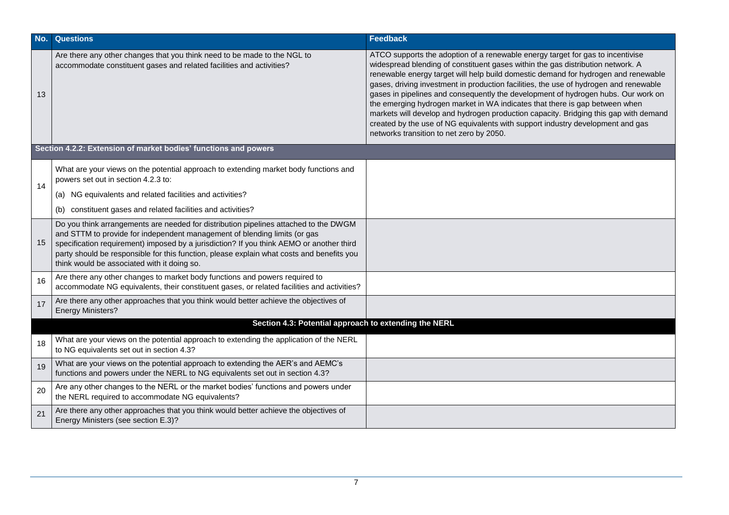| No. | Questions | Feedback |
| --- | --- | --- |
| 13 | Are there any other changes that you think need to be made to the NGL to accommodate constituent gases and related facilities and activities? | ATCO supports the adoption of a renewable energy target for gas to incentivise widespread blending of constituent gases within the gas distribution network. A renewable energy target will help build domestic demand for hydrogen and renewable gases, driving investment in production facilities, the use of hydrogen and renewable gases in pipelines and consequently the development of hydrogen hubs. Our work on the emerging hydrogen market in WA indicates that there is gap between when markets will develop and hydrogen production capacity. Bridging this gap with demand created by the use of NG equivalents with support industry development and gas networks transition to net zero by 2050. |
| **Section 4.2.2: Extension of market bodies' functions and powers** | | |
| 14 | What are your views on the potential approach to extending market body functions and powers set out in section 4.2.3 to:<br>(a) NG equivalents and related facilities and activities?<br>(b) constituent gases and related facilities and activities? | |
| 15 | Do you think arrangements are needed for distribution pipelines attached to the DWGM and STTM to provide for independent management of blending limits (or gas specification requirement) imposed by a jurisdiction? If you think AEMO or another third party should be responsible for this function, please explain what costs and benefits you think would be associated with it doing so. | |
| 16 | Are there any other changes to market body functions and powers required to accommodate NG equivalents, their constituent gases, or related facilities and activities? | |
| 17 | Are there any other approaches that you think would better achieve the objectives of Energy Ministers? | |
| **Section 4.3: Potential approach to extending the NERL** | | |
| 18 | What are your views on the potential approach to extending the application of the NERL to NG equivalents set out in section 4.3? | |
| 19 | What are your views on the potential approach to extending the AER's and AEMC's functions and powers under the NERL to NG equivalents set out in section 4.3? | |
| 20 | Are any other changes to the NERL or the market bodies' functions and powers under the NERL required to accommodate NG equivalents? | |
| 21 | Are there any other approaches that you think would better achieve the objectives of Energy Ministers (see section E.3)? | |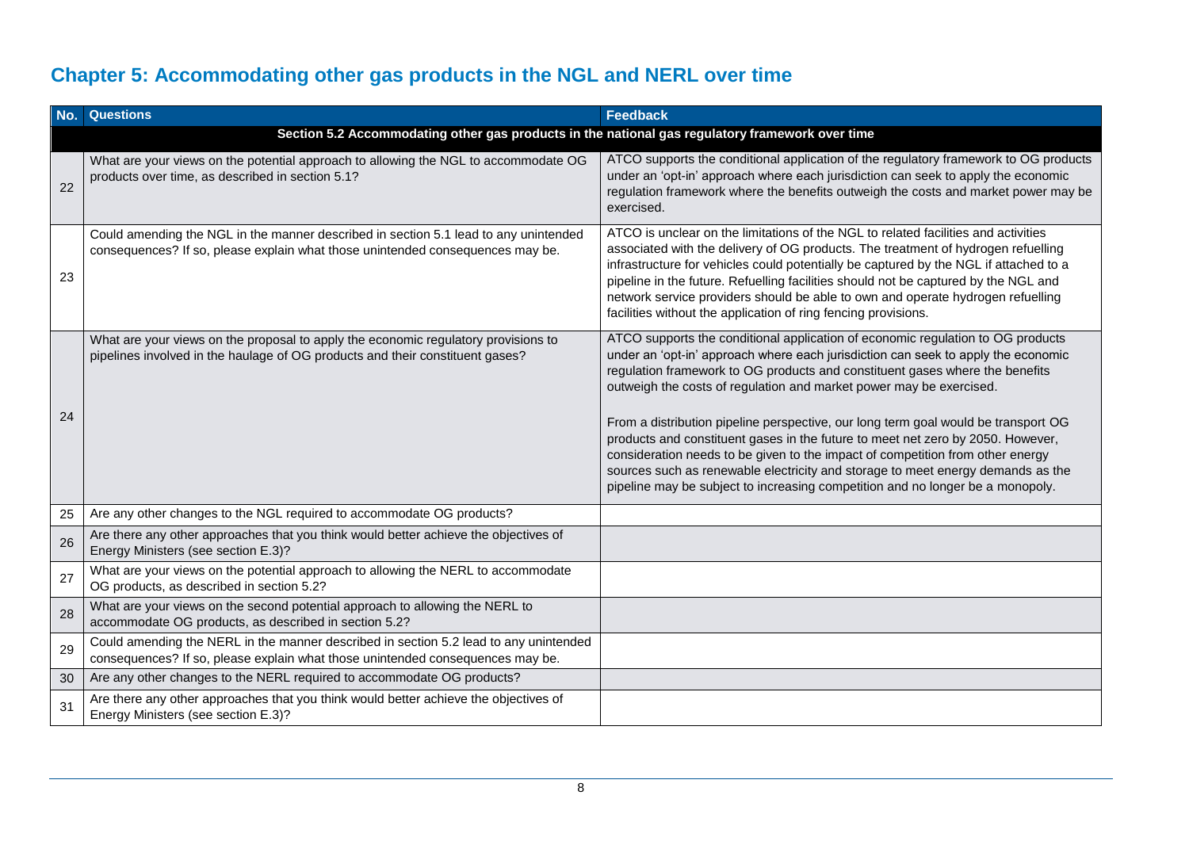## Chapter 5: Accommodating other gas products in the NGL and NERL over time

| No. | Questions | Feedback |
|---|---|---|
| | **Section 5.2 Accommodating other gas products in the national gas regulatory framework over time** | |
| 22 | What are your views on the potential approach to allowing the NGL to accommodate OG products over time, as described in section 5.1? | ATCO supports the conditional application of the regulatory framework to OG products under an 'opt-in' approach where each jurisdiction can seek to apply the economic regulation framework where the benefits outweigh the costs and market power may be exercised. |
| 23 | Could amending the NGL in the manner described in section 5.1 lead to any unintended consequences? If so, please explain what those unintended consequences may be. | ATCO is unclear on the limitations of the NGL to related facilities and activities associated with the delivery of OG products. The treatment of hydrogen refuelling infrastructure for vehicles could potentially be captured by the NGL if attached to a pipeline in the future. Refuelling facilities should not be captured by the NGL and network service providers should be able to own and operate hydrogen refuelling facilities without the application of ring fencing provisions. |
| 24 | What are your views on the proposal to apply the economic regulatory provisions to pipelines involved in the haulage of OG products and their constituent gases? | ATCO supports the conditional application of economic regulation to OG products under an 'opt-in' approach where each jurisdiction can seek to apply the economic regulation framework to OG products and constituent gases where the benefits outweigh the costs of regulation and market power may be exercised.<br><br>From a distribution pipeline perspective, our long term goal would be transport OG products and constituent gases in the future to meet net zero by 2050. However, consideration needs to be given to the impact of competition from other energy sources such as renewable electricity and storage to meet energy demands as the pipeline may be subject to increasing competition and no longer be a monopoly. |
| 25 | Are any other changes to the NGL required to accommodate OG products? | |
| 26 | Are there any other approaches that you think would better achieve the objectives of Energy Ministers (see section E.3)? | |
| 27 | What are your views on the potential approach to allowing the NERL to accommodate OG products, as described in section 5.2? | |
| 28 | What are your views on the second potential approach to allowing the NERL to accommodate OG products, as described in section 5.2? | |
| 29 | Could amending the NERL in the manner described in section 5.2 lead to any unintended consequences? If so, please explain what those unintended consequences may be. | |
| 30 | Are any other changes to the NERL required to accommodate OG products? | |
| 31 | Are there any other approaches that you think would better achieve the objectives of Energy Ministers (see section E.3)? | |